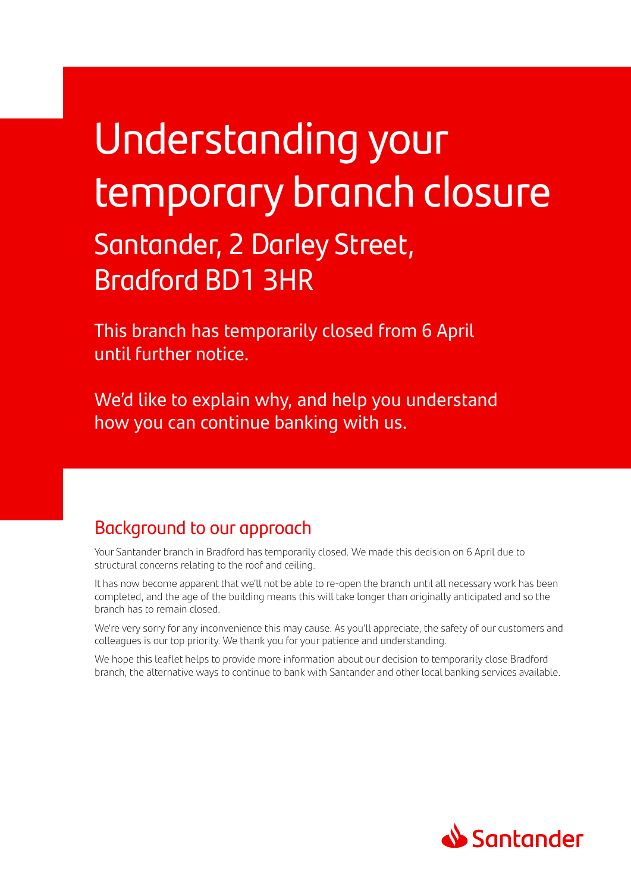# Understanding your temporary branch closure

## Santander, 2 Darley Street, Bradford BD1 3HR

This branch has temporarily closed from 6 April until further notice.

We'd like to explain why, and help you understand how you can continue banking with us.

## Background to our approach

Your Santander branch in Bradford has temporarily closed. We made this decision on 6 April due to structural concerns relating to the roof and ceiling.

It has now become apparent that we'll not be able to re-open the branch until all necessary work has been completed, and the age of the building means this will take longer than originally anticipated and so the branch has to remain closed.

We're very sorry for any inconvenience this may cause. As you'll appreciate, the safety of our customers and colleagues is our top priority. We thank you for your patience and understanding.

We hope this leaflet helps to provide more information about our decision to temporarily close Bradford branch, the alternative ways to continue to bank with Santander and other local banking services available.

Santander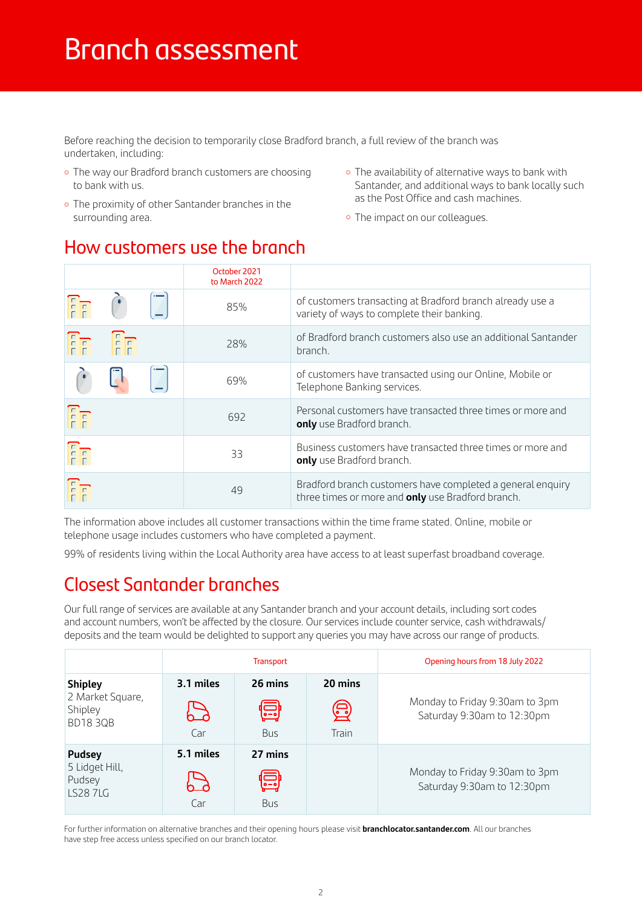# Branch assessment

Before reaching the decision to temporarily close Bradford branch, a full review of the branch was undertaken, including:

- The way our Bradford branch customers are choosing to bank with us.
- The proximity of other Santander branches in the surrounding area.
- The availability of alternative ways to bank with Santander, and additional ways to bank locally such as the Post Office and cash machines.
- The impact on our colleagues.

## How customers use the branch

| | October 2021 to March 2022 | |
|---|---|---|
| | 85% | of customers transacting at Bradford branch already use a variety of ways to complete their banking. |
| | 28% | of Bradford branch customers also use an additional Santander branch. |
| | 69% | of customers have transacted using our Online, Mobile or Telephone Banking services. |
| | 692 | Personal customers have transacted three times or more and **only** use Bradford branch. |
| | 33 | Business customers have transacted three times or more and **only** use Bradford branch. |
| | 49 | Bradford branch customers have completed a general enquiry three times or more and **only** use Bradford branch. |

The information above includes all customer transactions within the time frame stated. Online, mobile or telephone usage includes customers who have completed a payment.

99% of residents living within the Local Authority area have access to at least superfast broadband coverage.

## Closest Santander branches

Our full range of services are available at any Santander branch and your account details, including sort codes and account numbers, won't be affected by the closure. Our services include counter service, cash withdrawals/deposits and the team would be delighted to support any queries you may have across our range of products.

| | Transport | | | Opening hours from 18 July 2022 |
|---|---|---|---|---|
| **Shipley** 2 Market Square, Shipley BD18 3QB | **3.1 miles** Car | **26 mins** Bus | **20 mins** Train | Monday to Friday 9:30am to 3pm Saturday 9:30am to 12:30pm |
| **Pudsey** 5 Lidget Hill, Pudsey LS28 7LG | **5.1 miles** Car | **27 mins** Bus | | Monday to Friday 9:30am to 3pm Saturday 9:30am to 12:30pm |

For further information on alternative branches and their opening hours please visit **branchlocator.santander.com**. All our branches have step free access unless specified on our branch locator.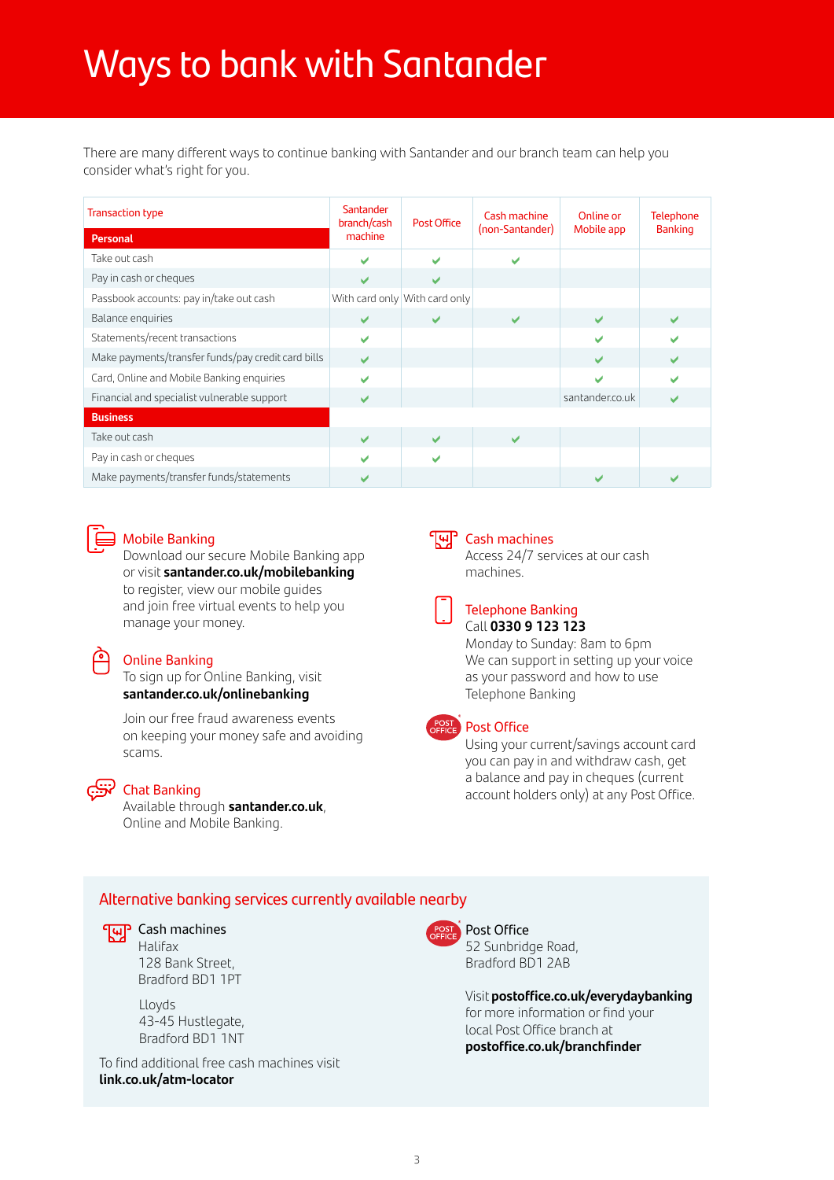# Ways to bank with Santander

There are many different ways to continue banking with Santander and our branch team can help you consider what's right for you.

| Transaction type | Santander branch/cash machine | Post Office | Cash machine (non-Santander) | Online or Mobile app | Telephone Banking |
|---|---|---|---|---|---|
| **Personal** | | | | | |
| Take out cash | ✔ | ✔ | ✔ | | |
| Pay in cash or cheques | ✔ | ✔ | | | |
| Passbook accounts: pay in/take out cash | With card only | With card only | | | |
| Balance enquiries | ✔ | ✔ | ✔ | ✔ | ✔ |
| Statements/recent transactions | ✔ | | | ✔ | ✔ |
| Make payments/transfer funds/pay credit card bills | ✔ | | | ✔ | ✔ |
| Card, Online and Mobile Banking enquiries | ✔ | | | ✔ | ✔ |
| Financial and specialist vulnerable support | ✔ | | | santander.co.uk | ✔ |
| **Business** | | | | | |
| Take out cash | ✔ | ✔ | ✔ | | |
| Pay in cash or cheques | ✔ | ✔ | | | |
| Make payments/transfer funds/statements | ✔ | | | ✔ | ✔ |

### Mobile Banking

Download our secure Mobile Banking app or visit **santander.co.uk/mobilebanking** to register, view our mobile guides and join free virtual events to help you manage your money.

### Online Banking

To sign up for Online Banking, visit **santander.co.uk/onlinebanking**

Join our free fraud awareness events on keeping your money safe and avoiding scams.

### Chat Banking

Available through **santander.co.uk**, Online and Mobile Banking.

### Cash machines

Access 24/7 services at our cash machines.

### Telephone Banking

Call **0330 9 123 123**

Monday to Sunday: 8am to 6pm

We can support in setting up your voice as your password and how to use Telephone Banking

### Post Office

Using your current/savings account card you can pay in and withdraw cash, get a balance and pay in cheques (current account holders only) at any Post Office.

## Alternative banking services currently available nearby

**Cash machines**

Halifax
128 Bank Street,
Bradford BD1 1PT

Lloyds
43-45 Hustlegate,
Bradford BD1 1NT

To find additional free cash machines visit **link.co.uk/atm-locator**

**Post Office**

52 Sunbridge Road,
Bradford BD1 2AB

Visit **postoffice.co.uk/everydaybanking** for more information or find your local Post Office branch at **postoffice.co.uk/branchfinder**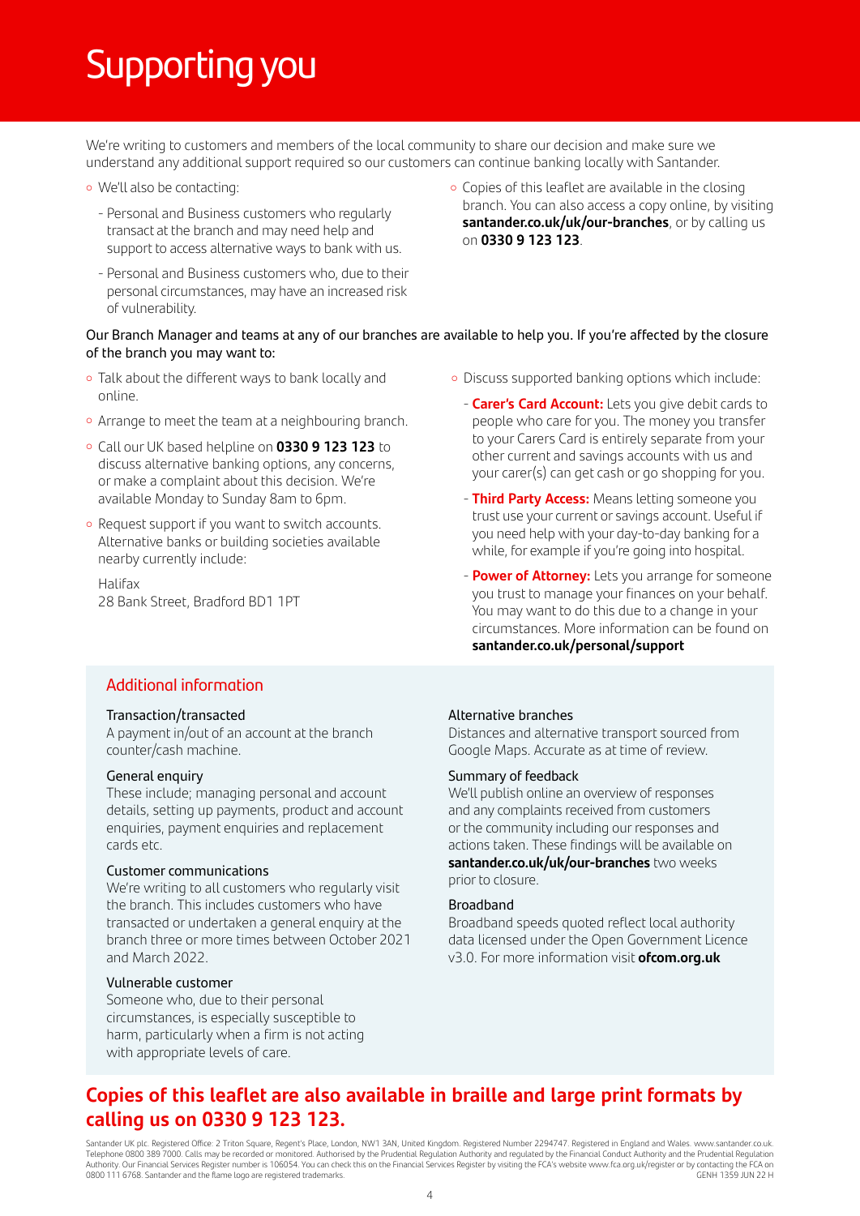# Supporting you

We're writing to customers and members of the local community to share our decision and make sure we understand any additional support required so our customers can continue banking locally with Santander.

- We'll also be contacting:
  - Personal and Business customers who regularly transact at the branch and may need help and support to access alternative ways to bank with us.
  - Personal and Business customers who, due to their personal circumstances, may have an increased risk of vulnerability.
- Copies of this leaflet are available in the closing branch. You can also access a copy online, by visiting **santander.co.uk/uk/our-branches**, or by calling us on **0330 9 123 123**.

Our Branch Manager and teams at any of our branches are available to help you. If you're affected by the closure of the branch you may want to:

- Talk about the different ways to bank locally and online.
- Arrange to meet the team at a neighbouring branch.
- Call our UK based helpline on **0330 9 123 123** to discuss alternative banking options, any concerns, or make a complaint about this decision. We're available Monday to Sunday 8am to 6pm.
- Request support if you want to switch accounts. Alternative banks or building societies available nearby currently include:

  Halifax
  28 Bank Street, Bradford BD1 1PT
- Discuss supported banking options which include:
  - **Carer's Card Account:** Lets you give debit cards to people who care for you. The money you transfer to your Carers Card is entirely separate from your other current and savings accounts with us and your carer(s) can get cash or go shopping for you.
  - **Third Party Access:** Means letting someone you trust use your current or savings account. Useful if you need help with your day-to-day banking for a while, for example if you're going into hospital.
  - **Power of Attorney:** Lets you arrange for someone you trust to manage your finances on your behalf. You may want to do this due to a change in your circumstances. More information can be found on **santander.co.uk/personal/support**

## Additional information

**Transaction/transacted**
A payment in/out of an account at the branch counter/cash machine.

**General enquiry**
These include; managing personal and account details, setting up payments, product and account enquiries, payment enquiries and replacement cards etc.

**Customer communications**
We're writing to all customers who regularly visit the branch. This includes customers who have transacted or undertaken a general enquiry at the branch three or more times between October 2021 and March 2022.

**Vulnerable customer**
Someone who, due to their personal circumstances, is especially susceptible to harm, particularly when a firm is not acting with appropriate levels of care.

**Alternative branches**
Distances and alternative transport sourced from Google Maps. Accurate as at time of review.

**Summary of feedback**
We'll publish online an overview of responses and any complaints received from customers or the community including our responses and actions taken. These findings will be available on **santander.co.uk/uk/our-branches** two weeks prior to closure.

**Broadband**
Broadband speeds quoted reflect local authority data licensed under the Open Government Licence v3.0. For more information visit **ofcom.org.uk**

**Copies of this leaflet are also available in braille and large print formats by calling us on 0330 9 123 123.**

Santander UK plc. Registered Office: 2 Triton Square, Regent's Place, London, NW1 3AN, United Kingdom. Registered Number 2294747. Registered in England and Wales. www.santander.co.uk. Telephone 0800 389 7000. Calls may be recorded or monitored. Authorised by the Prudential Regulation Authority and regulated by the Financial Conduct Authority and the Prudential Regulation Authority. Our Financial Services Register number is 106054. You can check this on the Financial Services Register by visiting the FCA's website www.fca.org.uk/register or by contacting the FCA on 0800 111 6768. Santander and the flame logo are registered trademarks. GENH 1359 JUN 22 H